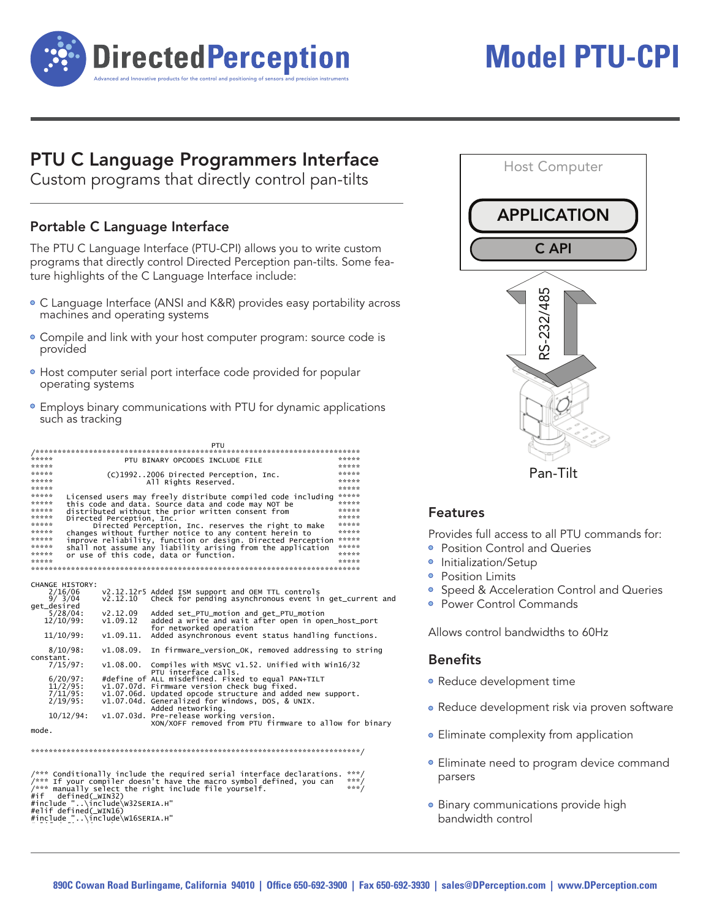DirectedPerception

Advanced and Innovative products for the control and positioning of sensors and precision instruments

# Model PTU-CPI

## PTU C Language Programmers Interface

Custom programs that directly control pan-tilts

### Portable C Language Interface

The PTU C Language Interface (PTU-CPI) allows you to write custom programs that directly control Directed Perception pan-tilts. Some feature highlights of the C Language Interface include:

- C Language Interface (ANSI and K&R) provides easy portability across machines and operating systems
- Compile and link with your host computer program: source code is provided
- Host computer serial port interface code provided for popular operating systems
- Employs binary communications with PTU for dynamic applications such as tracking

```
                                  PTU
/*****************************************************************************
*****                 PTU BINARY OPCODES INCLUDE FILE                   *****
*****                                                                   *****
*****              (C)1992..2006 Directed Perception, Inc.              *****
*****                       All Rights Reserved.                        *****
*****                                                                   *****
*****  Licensed users may freely distribute compiled code including     *****
*****  this code and data. Source data and code may NOT be              *****
*****  distributed without the prior written consent from               *****
*****  Directed Perception, Inc.                                        *****
*****        Directed Perception, Inc. reserves the right to make       *****
*****  changes without further notice to any content herein to          *****
*****  improve reliability, function or design. Directed Perception     *****
*****  shall not assume any liability arising from the application      *****
*****  or use of this code, data or function.                           *****
*****                                                                   *****
*****************************************************************************

CHANGE HISTORY:
    2/16/06     v2.12.12r5 Added ISM support and OEM TTL controls
    9/ 3/04     v2.12.10   Check for pending asynchronous event in get_current and
get_desired
    5/28/04:    v2.12.09   Added set_PTU_motion and get_PTU_motion
   12/10/99:    v1.09.12   added a write and wait after open in open_host_port
                           for networked operation
   11/10/99:    v1.09.11.  Added asynchronous event status handling functions.

    8/10/98:    v1.08.09.  In firmware_version_OK, removed addressing to string
constant.
    7/15/97:    v1.08.00.  Compiles with MSVC v1.52. Unified with Win16/32
                           PTU interface calls.
    6/20/97:    #define of ALL misdefined. Fixed to equal PAN+TILT
   11/2/95:     v1.07.07d. Firmware version check bug fixed.
    7/11/95:    v1.07.06d. Updated opcode structure and added new support.
    2/19/95:    v1.07.04d. Generalized for Windows, DOS, & UNIX.
                           Added networking.
   10/12/94:    v1.07.03d. Pre-release working version.
                           XON/XOFF removed from PTU firmware to allow for binary
mode.

*****************************************************************************/


/*** Conditionally include the required serial interface declarations. ***/
/*** If your compiler doesn't have the macro symbol defined, you can    ***/
/*** manually select the right include file yourself.                   ***/
#if   defined(_WIN32)
#include "..\include\W32SERIA.H"
#elif defined(_WIN16)
#include "..\include\W16SERIA.H"
```

Host Computer

APPLICATION

C API

RS-232/485

Pan-Tilt

### Features

Provides full access to all PTU commands for:

- Position Control and Queries
- Initialization/Setup
- Position Limits
- Speed & Acceleration Control and Queries
- Power Control Commands

Allows control bandwidths to 60Hz

### Benefits

- Reduce development time
- Reduce development risk via proven software
- Eliminate complexity from application
- Eliminate need to program device command parsers
- Binary communications provide high bandwidth control

890C Cowan Road Burlingame, California 94010 | Office 650-692-3900 | Fax 650-692-3930 | sales@DPerception.com | www.DPerception.com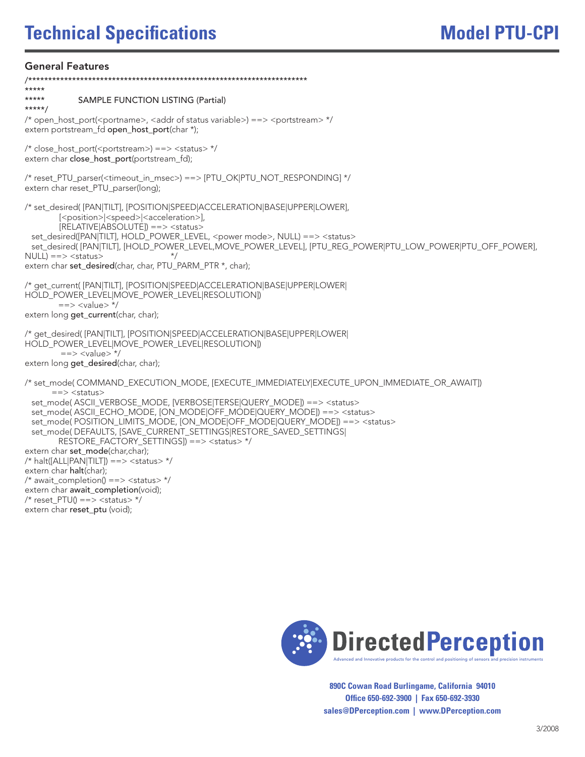# Technical Specifications

# Model PTU-CPI

## General Features

```
/*************************************************************************
*****
*****        SAMPLE FUNCTION LISTING (Partial)
*****/
/* open_host_port(<portname>, <addr of status variable>) ==> <portstream> */
extern portstream_fd open_host_port(char *);

/* close_host_port(<portstream>) ==> <status> */
extern char close_host_port(portstream_fd);

/* reset_PTU_parser(<timeout_in_msec>) ==> [PTU_OK|PTU_NOT_RESPONDING] */
extern char reset_PTU_parser(long);

/* set_desired( [PAN|TILT], [POSITION|SPEED|ACCELERATION|BASE|UPPER|LOWER],
            [<position>|<speed>|<acceleration>],
            [RELATIVE|ABSOLUTE]) ==> <status>
  set_desired([PAN|TILT], HOLD_POWER_LEVEL, <power mode>, NULL) ==> <status>
  set_desired( [PAN|TILT], [HOLD_POWER_LEVEL,MOVE_POWER_LEVEL], [PTU_REG_POWER|PTU_LOW_POWER|PTU_OFF_POWER],
NULL) ==> <status>                    */
extern char set_desired(char, char, PTU_PARM_PTR *, char);

/* get_current( [PAN|TILT], [POSITION|SPEED|ACCELERATION|BASE|UPPER|LOWER|
HOLD_POWER_LEVEL|MOVE_POWER_LEVEL|RESOLUTION])
           ==> <value> */
extern long get_current(char, char);

/* get_desired( [PAN|TILT], [POSITION|SPEED|ACCELERATION|BASE|UPPER|LOWER|
HOLD_POWER_LEVEL|MOVE_POWER_LEVEL|RESOLUTION])
            ==> <value> */
extern long get_desired(char, char);

/* set_mode( COMMAND_EXECUTION_MODE, [EXECUTE_IMMEDIATELY|EXECUTE_UPON_IMMEDIATE_OR_AWAIT])
         ==> <status>
  set_mode( ASCII_VERBOSE_MODE, [VERBOSE|TERSE|QUERY_MODE]) ==> <status>
  set_mode( ASCII_ECHO_MODE, [ON_MODE|OFF_MODE|QUERY_MODE]) ==> <status>
  set_mode( POSITION_LIMITS_MODE, [ON_MODE|OFF_MODE|QUERY_MODE]) ==> <status>
  set_mode( DEFAULTS, [SAVE_CURRENT_SETTINGS|RESTORE_SAVED_SETTINGS|
           RESTORE_FACTORY_SETTINGS]) ==> <status> */
extern char set_mode(char,char);
/* halt([ALL|PAN|TILT]) ==> <status> */
extern char halt(char);
/* await_completion() ==> <status> */
extern char await_completion(void);
/* reset_PTU() ==> <status> */
extern char reset_ptu (void);
```

**DirectedPerception**

Advanced and Innovative products for the control and positioning of sensors and precision instruments

**890C Cowan Road Burlingame, California 94010**
**Office 650-692-3900 | Fax 650-692-3930**
**sales@DPerception.com | www.DPerception.com**

3/2008